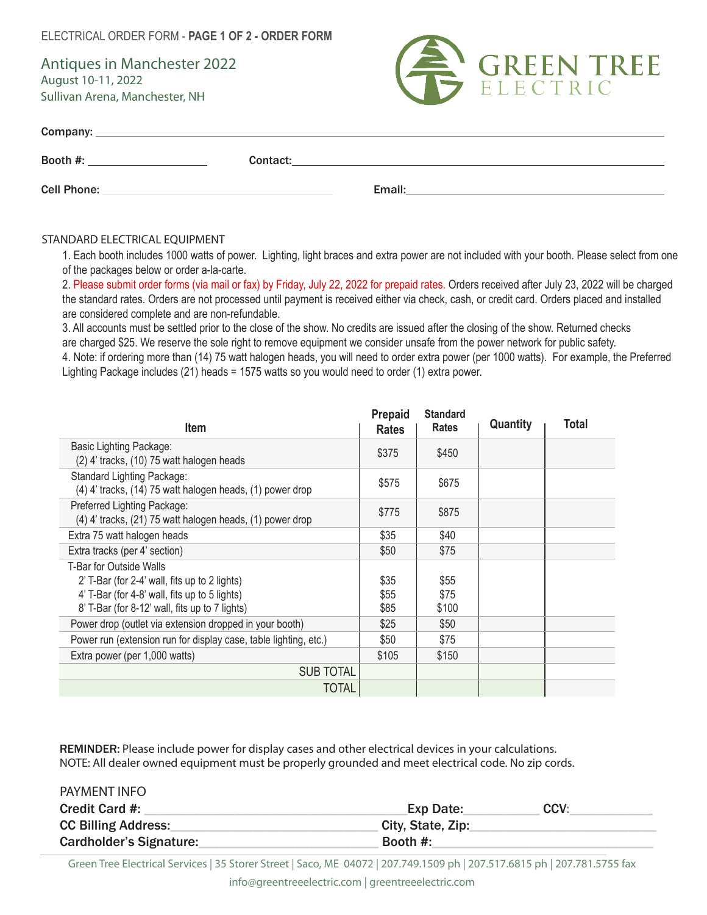ELECTRICAL ORDER FORM - **PAGE 1 OF 2 - ORDER FORM**

## Antiques in Manchester 2022

August 10-11, 2022
Sullivan Arena, Manchester, NH

# GREEN TREE ELECTRIC

**Company:** ______________________________

**Booth #:** ______________ **Contact:** ______________________________

**Cell Phone:** ______________________ **Email:** ______________________________

STANDARD ELECTRICAL EQUIPMENT

1. Each booth includes 1000 watts of power. Lighting, light braces and extra power are not included with your booth. Please select from one of the packages below or order a-la-carte.
2. Please submit order forms (via mail or fax) by Friday, July 22, 2022 for prepaid rates. Orders received after July 23, 2022 will be charged the standard rates. Orders are not processed until payment is received either via check, cash, or credit card. Orders placed and installed are considered complete and are non-refundable.
3. All accounts must be settled prior to the close of the show. No credits are issued after the closing of the show. Returned checks are charged $25. We reserve the sole right to remove equipment we consider unsafe from the power network for public safety.
4. Note: if ordering more than (14) 75 watt halogen heads, you will need to order extra power (per 1000 watts). For example, the Preferred Lighting Package includes (21) heads = 1575 watts so you would need to order (1) extra power.

| Item | Prepaid Rates | Standard Rates | Quantity | Total |
|---|---|---|---|---|
| Basic Lighting Package: (2) 4' tracks, (10) 75 watt halogen heads | $375 | $450 | | |
| Standard Lighting Package: (4) 4' tracks, (14) 75 watt halogen heads, (1) power drop | $575 | $675 | | |
| Preferred Lighting Package: (4) 4' tracks, (21) 75 watt halogen heads, (1) power drop | $775 | $875 | | |
| Extra 75 watt halogen heads | $35 | $40 | | |
| Extra tracks (per 4' section) | $50 | $75 | | |
| T-Bar for Outside Walls | | | | |
| 2' T-Bar (for 2-4' wall, fits up to 2 lights) | $35 | $55 | | |
| 4' T-Bar (for 4-8' wall, fits up to 5 lights) | $55 | $75 | | |
| 8' T-Bar (for 8-12' wall, fits up to 7 lights) | $85 | $100 | | |
| Power drop (outlet via extension dropped in your booth) | $25 | $50 | | |
| Power run (extension run for display case, table lighting, etc.) | $50 | $75 | | |
| Extra power (per 1,000 watts) | $105 | $150 | | |
| SUB TOTAL | | | | |
| TOTAL | | | | |

**REMINDER:** Please include power for display cases and other electrical devices in your calculations.
NOTE: All dealer owned equipment must be properly grounded and meet electrical code. No zip cords.

PAYMENT INFO

**Credit Card #:** ______________________ **Exp Date:** __________ **CCV:** __________

**CC Billing Address:** ______________________ **City, State, Zip:** ______________________

**Cardholder's Signature:** ______________________ **Booth #:** ______________________

Green Tree Electrical Services | 35 Storer Street | Saco, ME 04072 | 207.749.1509 ph | 207.517.6815 ph | 207.781.5755 fax
info@greentreeelectric.com | greentreeelectric.com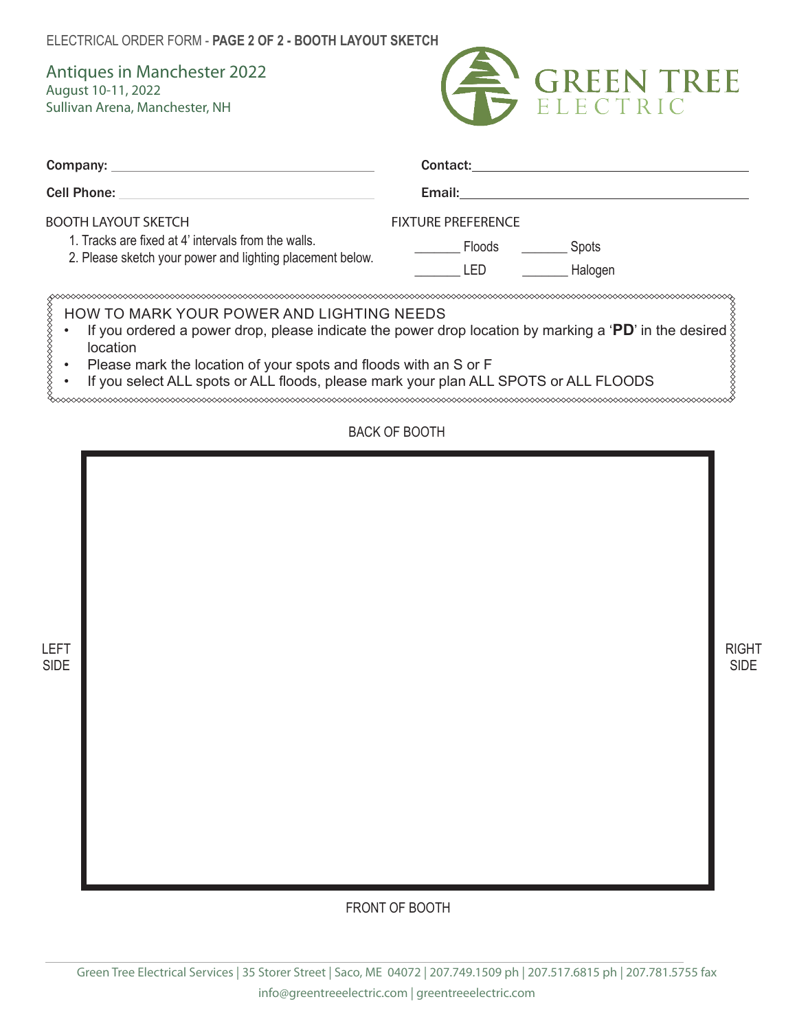ELECTRICAL ORDER FORM - **PAGE 2 OF 2 - BOOTH LAYOUT SKETCH**

## Antiques in Manchester 2022

August 10-11, 2022
Sullivan Arena, Manchester, NH

GREEN TREE ELECTRIC

**Company:** ______________________________ **Contact:** ______________________________

**Cell Phone:** ______________________________ **Email:** ______________________________

BOOTH LAYOUT SKETCH

1. Tracks are fixed at 4' intervals from the walls.
2. Please sketch your power and lighting placement below.

FIXTURE PREFERENCE

_______ Floods _______ Spots

_______ LED _______ Halogen

### HOW TO MARK YOUR POWER AND LIGHTING NEEDS

- If you ordered a power drop, please indicate the power drop location by marking a '**PD**' in the desired location
- Please mark the location of your spots and floods with an S or F
- If you select ALL spots or ALL floods, please mark your plan ALL SPOTS or ALL FLOODS

BACK OF BOOTH

LEFT SIDE

RIGHT SIDE

FRONT OF BOOTH

Green Tree Electrical Services | 35 Storer Street | Saco, ME 04072 | 207.749.1509 ph | 207.517.6815 ph | 207.781.5755 fax
info@greentreeelectric.com | greentreeelectric.com